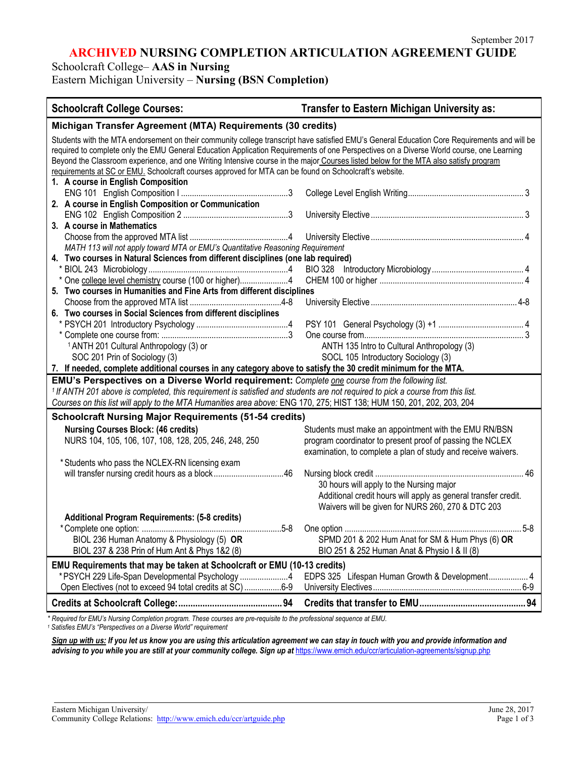September 2017

# ARCHIVED NURSING COMPLETION ARTICULATION AGREEMENT GUIDE

Schoolcraft College– **AAS in Nursing**
Eastern Michigan University – **Nursing (BSN Completion)**

| Schoolcraft College Courses: | Transfer to Eastern Michigan University as: |
|---|---|
| **Michigan Transfer Agreement (MTA) Requirements (30 credits)** | |
| Students with the MTA endorsement on their community college transcript have satisfied EMU's General Education Core Requirements and will be required to complete only the EMU General Education Application Requirements of one Perspectives on a Diverse World course, one Learning Beyond the Classroom experience, and one Writing Intensive course in the major. Courses listed below for the MTA also satisfy program requirements at SC or EMU. Schoolcraft courses approved for MTA can be found on Schoolcraft's website. | |
| **1. A course in English Composition** | |
| ENG 101 English Composition I ... 3 | College Level English Writing ... 3 |
| **2. A course in English Composition or Communication** | |
| ENG 102 English Composition 2 ... 3 | University Elective ... 3 |
| **3. A course in Mathematics** | |
| Choose from the approved MTA list ... 4 | University Elective ... 4 |
| *MATH 113 will not apply toward MTA or EMU's Quantitative Reasoning Requirement* | |
| **4. Two courses in Natural Sciences from different disciplines (one lab required)** | |
| * BIOL 243 Microbiology ... 4 | BIO 328 Introductory Microbiology ... 4 |
| * One college level chemistry course (100 or higher) ... 4 | CHEM 100 or higher ... 4 |
| **5. Two courses in Humanities and Fine Arts from different disciplines** | |
| Choose from the approved MTA list ... 4-8 | University Elective ... 4-8 |
| **6. Two courses in Social Sciences from different disciplines** | |
| * PSYCH 201 Introductory Psychology ... 4 | PSY 101 General Psychology (3) +1 ... 4 |
| * Complete one course from: ... 3 | One course from ... 3 |
| [1] ANTH 201 Cultural Anthropology (3) or | ANTH 135 Intro to Cultural Anthropology (3) |
| SOC 201 Prin of Sociology (3) | SOCL 105 Introductory Sociology (3) |
| **7. If needed, complete additional courses in any category above to satisfy the 30 credit minimum for the MTA.** | |
| **EMU's Perspectives on a Diverse World requirement:** *Complete one course from the following list.* | |
| *[1] If ANTH 201 above is completed, this requirement is satisfied and students are not required to pick a course from this list.* | |
| *Courses on this list will apply to the MTA Humanities area above:* ENG 170, 275; HIST 138; HUM 150, 201, 202, 203, 204 | |
| **Schoolcraft Nursing Major Requirements (51-54 credits)** | |
| **Nursing Courses Block: (46 credits)** NURS 104, 105, 106, 107, 108, 128, 205, 246, 248, 250 | Students must make an appointment with the EMU RN/BSN program coordinator to present proof of passing the NCLEX examination, to complete a plan of study and receive waivers. |
| * Students who pass the NCLEX-RN licensing exam will transfer nursing credit hours as a block ... 46 | Nursing block credit ... 46<br>30 hours will apply to the Nursing major<br>Additional credit hours will apply as general transfer credit.<br>Waivers will be given for NURS 260, 270 & DTC 203 |
| **Additional Program Requirements: (5-8 credits)** | |
| * Complete one option: ... 5-8 | One option ... 5-8 |
| BIOL 236 Human Anatomy & Physiology (5) **OR** | SPMD 201 & 202 Hum Anat for SM & Hum Phys (6) **OR** |
| BIOL 237 & 238 Prin of Hum Ant & Phys 1&2 (8) | BIO 251 & 252 Human Anat & Physio I & II (8) |
| **EMU Requirements that may be taken at Schoolcraft or EMU (10-13 credits)** | |
| * PSYCH 229 Life-Span Developmental Psychology ... 4 | EDPS 325 Lifespan Human Growth & Development ... 4 |
| Open Electives (not to exceed 94 total credits at SC) ... 6-9 | University Electives ... 6-9 |
| **Credits at Schoolcraft College: ... 94** | **Credits that transfer to EMU ... 94** |

*\* Required for EMU's Nursing Completion program. These courses are pre-requisite to the professional sequence at EMU.*
*[1] Satisfies EMU's "Perspectives on a Diverse World" requirement*

***Sign up with us:** If you let us know you are using this articulation agreement we can stay in touch with you and provide information and advising to you while you are still at your community college. Sign up at* https://www.emich.edu/ccr/articulation-agreements/signup.php

Eastern Michigan University/
Community College Relations: http://www.emich.edu/ccr/artguide.php

June 28, 2017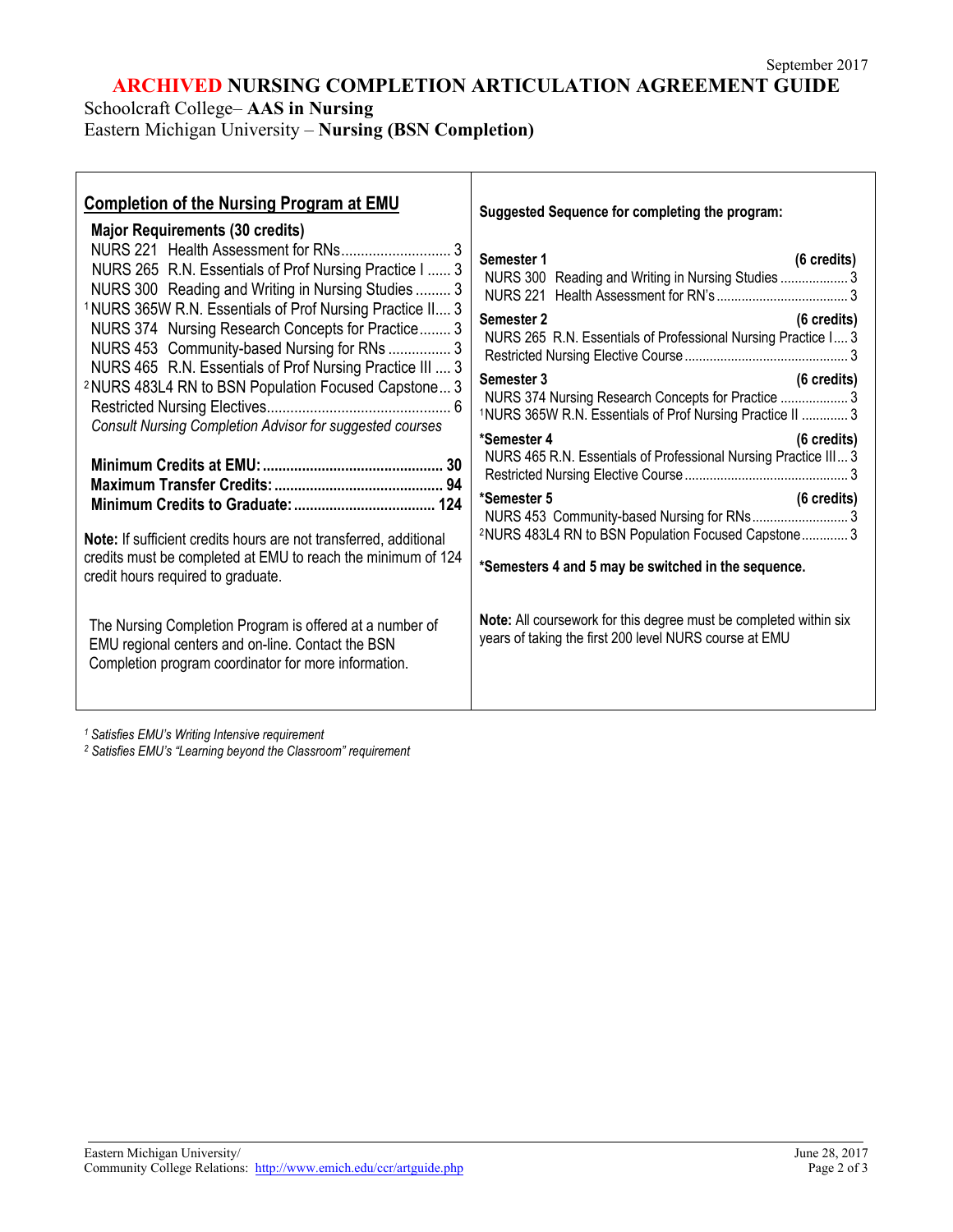September 2017

# ARCHIVED NURSING COMPLETION ARTICULATION AGREEMENT GUIDE

Schoolcraft College– **AAS in Nursing**
Eastern Michigan University – **Nursing (BSN Completion)**

## Completion of the Nursing Program at EMU

**Major Requirements (30 credits)**

| Course | Credits |
|---|---|
| NURS 221 Health Assessment for RNs | 3 |
| NURS 265 R.N. Essentials of Prof Nursing Practice I | 3 |
| NURS 300 Reading and Writing in Nursing Studies | 3 |
| [1] NURS 365W R.N. Essentials of Prof Nursing Practice II | 3 |
| NURS 374 Nursing Research Concepts for Practice | 3 |
| NURS 453 Community-based Nursing for RNs | 3 |
| NURS 465 R.N. Essentials of Prof Nursing Practice III | 3 |
| [2] NURS 483L4 RN to BSN Population Focused Capstone | 3 |
| Restricted Nursing Electives | 6 |

*Consult Nursing Completion Advisor for suggested courses*

**Minimum Credits at EMU:** 30
**Maximum Transfer Credits:** 94
**Minimum Credits to Graduate:** 124

**Note:** If sufficient credits hours are not transferred, additional credits must be completed at EMU to reach the minimum of 124 credit hours required to graduate.

The Nursing Completion Program is offered at a number of EMU regional centers and on-line. Contact the BSN Completion program coordinator for more information.

**Suggested Sequence for completing the program:**

**Semester 1** (6 credits)
- NURS 300 Reading and Writing in Nursing Studies ... 3
- NURS 221 Health Assessment for RN's ... 3

**Semester 2** (6 credits)
- NURS 265 R.N. Essentials of Professional Nursing Practice I ... 3
- Restricted Nursing Elective Course ... 3

**Semester 3** (6 credits)
- NURS 374 Nursing Research Concepts for Practice ... 3
- [1] NURS 365W R.N. Essentials of Prof Nursing Practice II ... 3

**\*Semester 4** (6 credits)
- NURS 465 R.N. Essentials of Professional Nursing Practice III ... 3
- Restricted Nursing Elective Course ... 3

**\*Semester 5** (6 credits)
- NURS 453 Community-based Nursing for RNs ... 3
- [2] NURS 483L4 RN to BSN Population Focused Capstone ... 3

**\*Semesters 4 and 5 may be switched in the sequence.**

**Note:** All coursework for this degree must be completed within six years of taking the first 200 level NURS course at EMU

*[1] Satisfies EMU's Writing Intensive requirement*
*[2] Satisfies EMU's "Learning beyond the Classroom" requirement*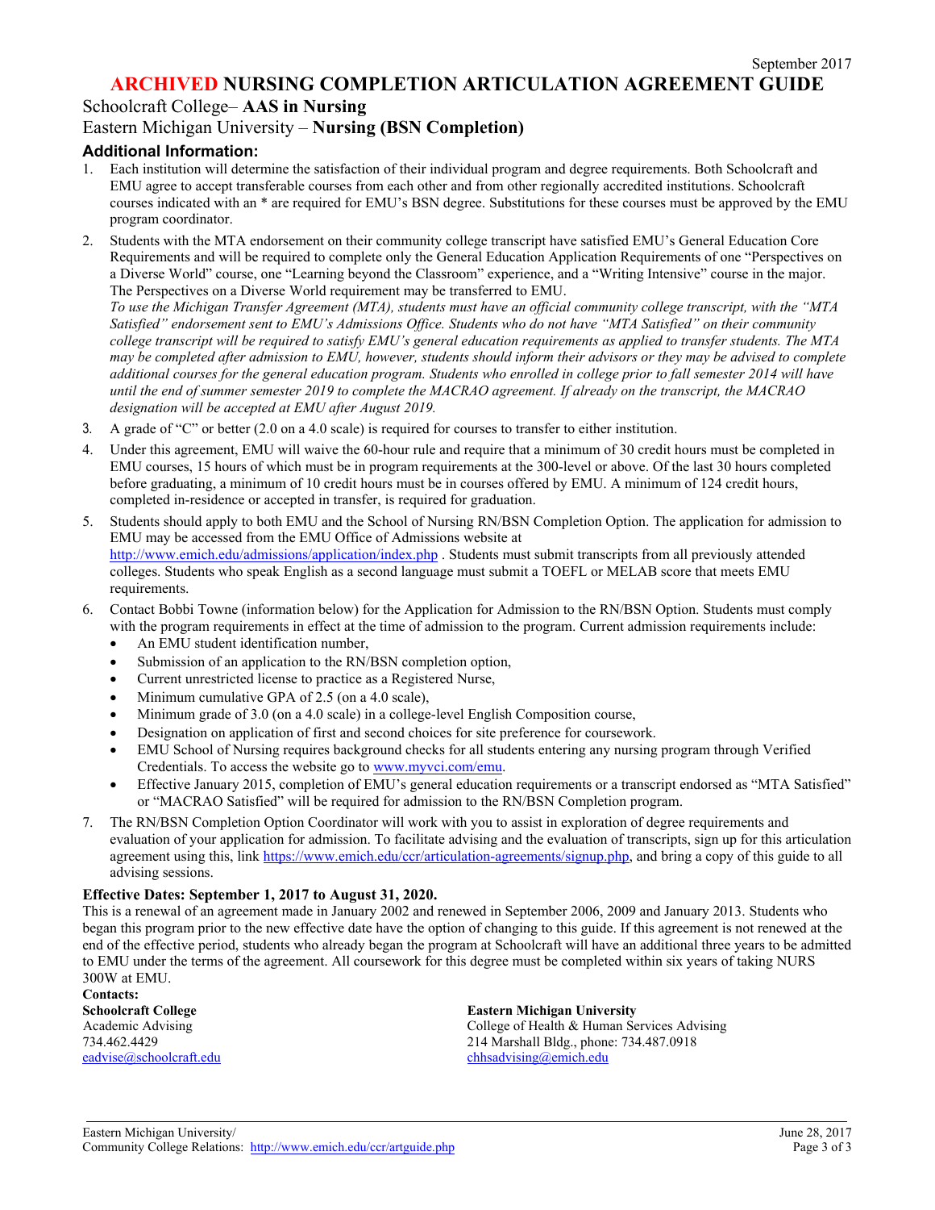September 2017

# ARCHIVED NURSING COMPLETION ARTICULATION AGREEMENT GUIDE

## Schoolcraft College– **AAS in Nursing**
## Eastern Michigan University – **Nursing (BSN Completion)**

### Additional Information:

1. Each institution will determine the satisfaction of their individual program and degree requirements. Both Schoolcraft and EMU agree to accept transferable courses from each other and from other regionally accredited institutions. Schoolcraft courses indicated with an * are required for EMU's BSN degree. Substitutions for these courses must be approved by the EMU program coordinator.
2. Students with the MTA endorsement on their community college transcript have satisfied EMU's General Education Core Requirements and will be required to complete only the General Education Application Requirements of one "Perspectives on a Diverse World" course, one "Learning beyond the Classroom" experience, and a "Writing Intensive" course in the major. The Perspectives on a Diverse World requirement may be transferred to EMU.
   *To use the Michigan Transfer Agreement (MTA), students must have an official community college transcript, with the "MTA Satisfied" endorsement sent to EMU's Admissions Office. Students who do not have "MTA Satisfied" on their community college transcript will be required to satisfy EMU's general education requirements as applied to transfer students. The MTA may be completed after admission to EMU, however, students should inform their advisors or they may be advised to complete additional courses for the general education program. Students who enrolled in college prior to fall semester 2014 will have until the end of summer semester 2019 to complete the MACRAO agreement. If already on the transcript, the MACRAO designation will be accepted at EMU after August 2019.*
3. A grade of "C" or better (2.0 on a 4.0 scale) is required for courses to transfer to either institution.
4. Under this agreement, EMU will waive the 60-hour rule and require that a minimum of 30 credit hours must be completed in EMU courses, 15 hours of which must be in program requirements at the 300-level or above. Of the last 30 hours completed before graduating, a minimum of 10 credit hours must be in courses offered by EMU. A minimum of 124 credit hours, completed in-residence or accepted in transfer, is required for graduation.
5. Students should apply to both EMU and the School of Nursing RN/BSN Completion Option. The application for admission to EMU may be accessed from the EMU Office of Admissions website at http://www.emich.edu/admissions/application/index.php . Students must submit transcripts from all previously attended colleges. Students who speak English as a second language must submit a TOEFL or MELAB score that meets EMU requirements.
6. Contact Bobbi Towne (information below) for the Application for Admission to the RN/BSN Option. Students must comply with the program requirements in effect at the time of admission to the program. Current admission requirements include:
   - An EMU student identification number,
   - Submission of an application to the RN/BSN completion option,
   - Current unrestricted license to practice as a Registered Nurse,
   - Minimum cumulative GPA of 2.5 (on a 4.0 scale),
   - Minimum grade of 3.0 (on a 4.0 scale) in a college-level English Composition course,
   - Designation on application of first and second choices for site preference for coursework.
   - EMU School of Nursing requires background checks for all students entering any nursing program through Verified Credentials. To access the website go to www.myvci.com/emu.
   - Effective January 2015, completion of EMU's general education requirements or a transcript endorsed as "MTA Satisfied" or "MACRAO Satisfied" will be required for admission to the RN/BSN Completion program.
7. The RN/BSN Completion Option Coordinator will work with you to assist in exploration of degree requirements and evaluation of your application for admission. To facilitate advising and the evaluation of transcripts, sign up for this articulation agreement using this, link https://www.emich.edu/ccr/articulation-agreements/signup.php, and bring a copy of this guide to all advising sessions.

**Effective Dates: September 1, 2017 to August 31, 2020.**

This is a renewal of an agreement made in January 2002 and renewed in September 2006, 2009 and January 2013. Students who began this program prior to the new effective date have the option of changing to this guide. If this agreement is not renewed at the end of the effective period, students who already began the program at Schoolcraft will have an additional three years to be admitted to EMU under the terms of the agreement. All coursework for this degree must be completed within six years of taking NURS 300W at EMU.

**Contacts:**

**Schoolcraft College**
Academic Advising
734.462.4429
eadvise@schoolcraft.edu

**Eastern Michigan University**
College of Health & Human Services Advising
214 Marshall Bldg., phone: 734.487.0918
chhsadvising@emich.edu